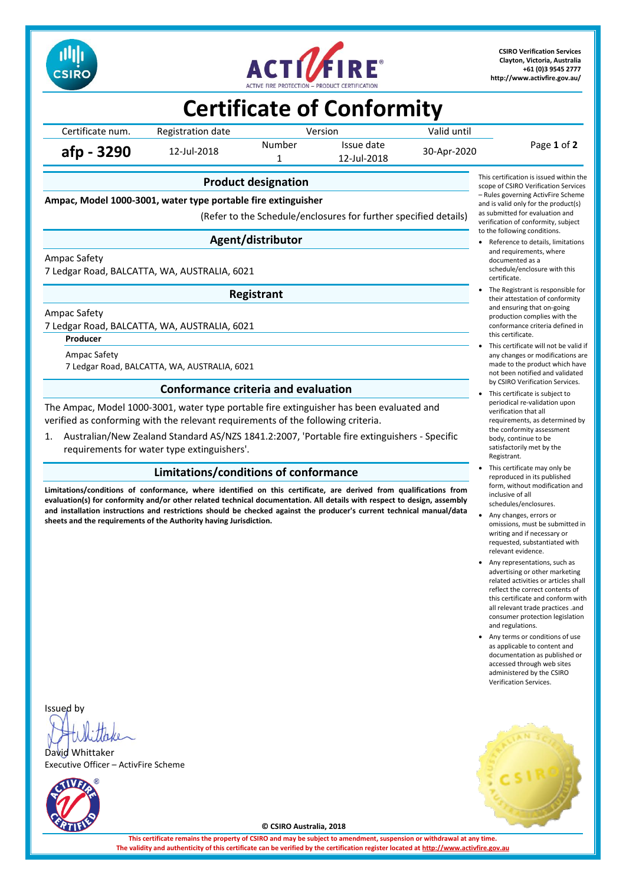**CSIRO Verification Services**
**Clayton, Victoria, Australia**
**+61 (0)3 9545 2777**
**http://www.activfire.gov.au/**

# Certificate of Conformity

| Certificate num. | Registration date | Version | | Valid until |
|---|---|---|---|---|
| | | Number | Issue date | |
| **afp - 3290** | 12-Jul-2018 | 1 | 12-Jul-2018 | 30-Apr-2020 |

## Product designation

**Ampac, Model 1000-3001, water type portable fire extinguisher**

(Refer to the Schedule/enclosures for further specified details)

## Agent/distributor

Ampac Safety
7 Ledgar Road, BALCATTA, WA, AUSTRALIA, 6021

## Registrant

Ampac Safety
7 Ledgar Road, BALCATTA, WA, AUSTRALIA, 6021

**Producer**

Ampac Safety
7 Ledgar Road, BALCATTA, WA, AUSTRALIA, 6021

## Conformance criteria and evaluation

The Ampac, Model 1000-3001, water type portable fire extinguisher has been evaluated and verified as conforming with the relevant requirements of the following criteria.

1. Australian/New Zealand Standard AS/NZS 1841.2:2007, 'Portable fire extinguishers - Specific requirements for water type extinguishers'.

## Limitations/conditions of conformance

**Limitations/conditions of conformance, where identified on this certificate, are derived from qualifications from evaluation(s) for conformity and/or other related technical documentation. All details with respect to design, assembly and installation instructions and restrictions should be checked against the producer's current technical manual/data sheets and the requirements of the Authority having Jurisdiction.**

This certification is issued within the scope of CSIRO Verification Services – Rules governing ActivFire Scheme and is valid only for the product(s) as submitted for evaluation and verification of conformity, subject to the following conditions.

- Reference to details, limitations and requirements, where documented as a schedule/enclosure with this certificate.
- The Registrant is responsible for their attestation of conformity and ensuring that on-going production complies with the conformance criteria defined in this certificate.
- This certificate will not be valid if any changes or modifications are made to the product which have not been notified and validated by CSIRO Verification Services.
- This certificate is subject to periodical re-validation upon verification that all requirements, as determined by the conformity assessment body, continue to be satisfactorily met by the Registrant.
- This certificate may only be reproduced in its published form, without modification and inclusive of all schedules/enclosures.
- Any changes, errors or omissions, must be submitted in writing and if necessary or requested, substantiated with relevant evidence.
- Any representations, such as advertising or other marketing related activities or articles shall reflect the correct contents of this certificate and conform with all relevant trade practices .and consumer protection legislation and regulations.
- Any terms or conditions of use as applicable to content and documentation as published or accessed through web sites administered by the CSIRO Verification Services.

Issued by

David Whittaker
Executive Officer – ActivFire Scheme

© CSIRO Australia, 2018

**This certificate remains the property of CSIRO and may be subject to amendment, suspension or withdrawal at any time.**
**The validity and authenticity of this certificate can be verified by the certification register located at http://www.activfire.gov.au**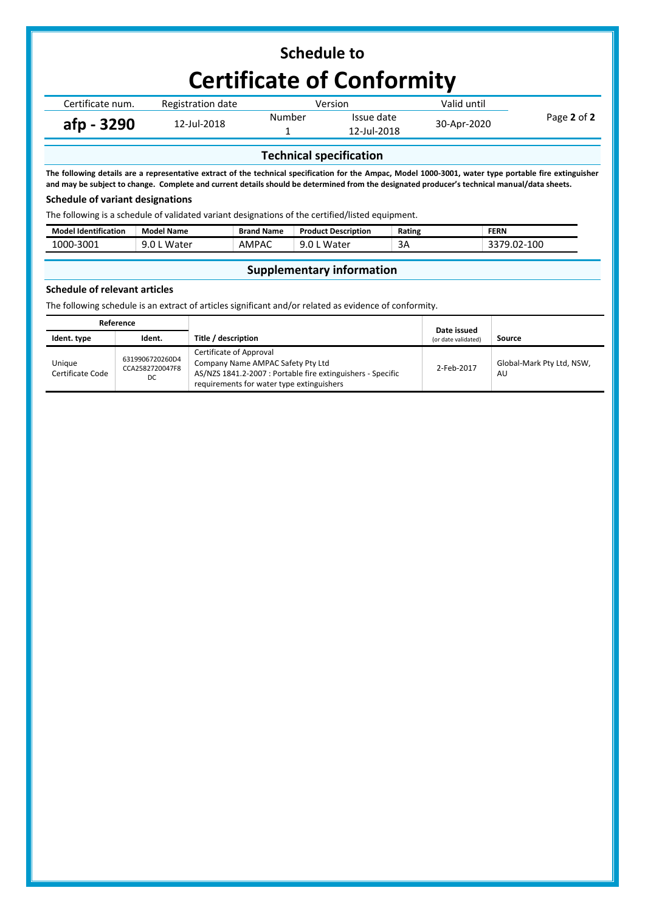# Schedule to

# Certificate of Conformity

| Certificate num. | Registration date | Version | | Valid until |
|---|---|---|---|---|
| | | Number | Issue date | |
| **afp - 3290** | 12-Jul-2018 | 1 | 12-Jul-2018 | 30-Apr-2020 |

## Technical specification

**The following details are a representative extract of the technical specification for the Ampac, Model 1000-3001, water type portable fire extinguisher and may be subject to change. Complete and current details should be determined from the designated producer's technical manual/data sheets.**

### Schedule of variant designations

The following is a schedule of validated variant designations of the certified/listed equipment.

| Model Identification | Model Name | Brand Name | Product Description | Rating | FERN |
|---|---|---|---|---|---|
| 1000-3001 | 9.0 L Water | AMPAC | 9.0 L Water | 3A | 3379.02-100 |

## Supplementary information

### Schedule of relevant articles

The following schedule is an extract of articles significant and/or related as evidence of conformity.

| Reference | | | | |
|---|---|---|---|---|
| **Ident. type** | **Ident.** | **Title / description** | **Date issued** (or date validated) | **Source** |
| Unique Certificate Code | 6319906720260D4CCA2582720047F8DC | Certificate of Approval<br>Company Name AMPAC Safety Pty Ltd<br>AS/NZS 1841.2-2007 : Portable fire extinguishers - Specific requirements for water type extinguishers | 2-Feb-2017 | Global-Mark Pty Ltd, NSW, AU |